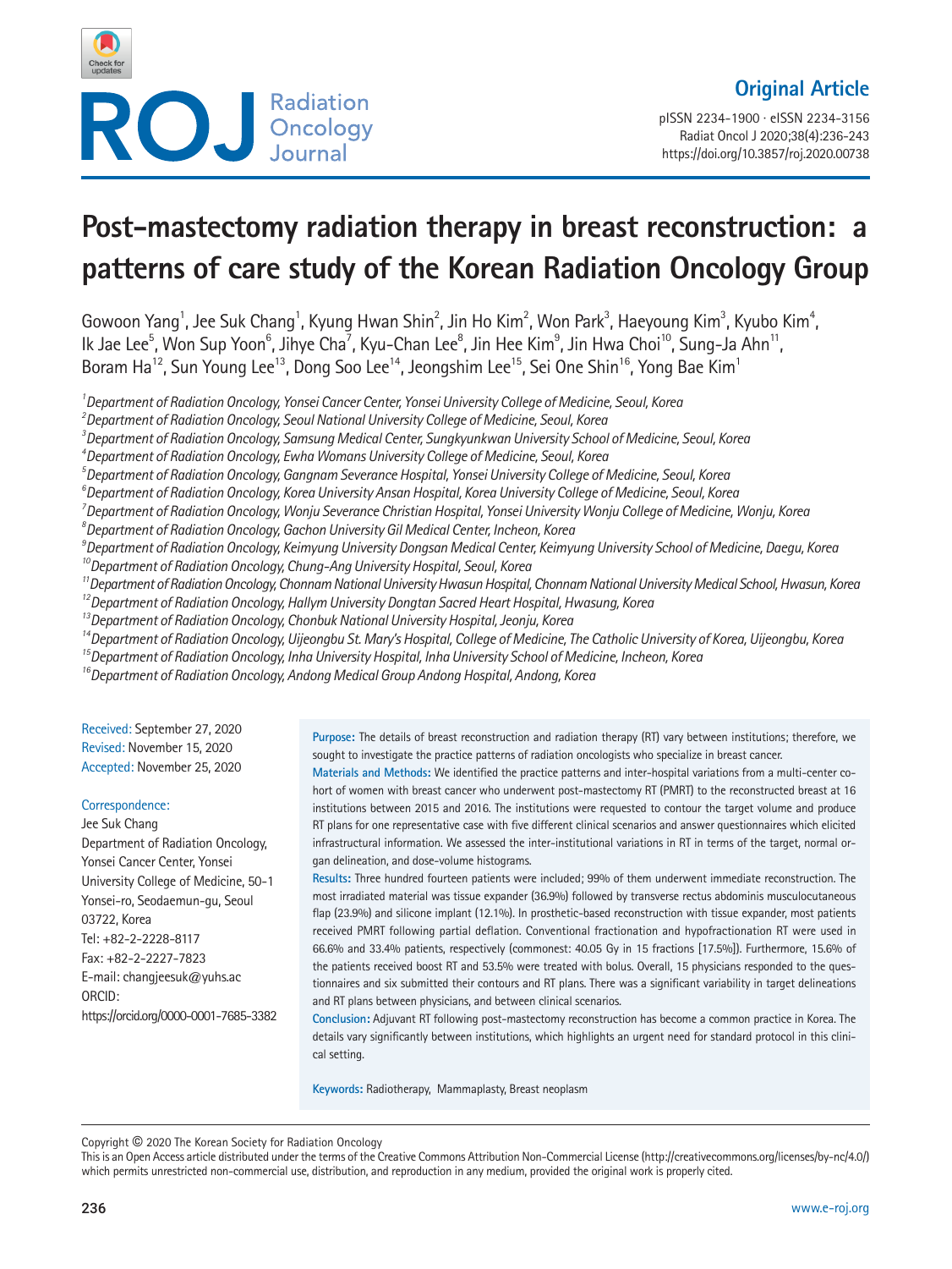Original Article

# Post-mastectomy radiation therapy in breast reconstruction: a patterns of care study of the Korean Radiation Oncology Group

Gowoon Yang[1], Jee Suk Chang[1], Kyung Hwan Shin[2], Jin Ho Kim[2], Won Park[3], Haeyoung Kim[3], Kyubo Kim[4], Ik Jae Lee[5], Won Sup Yoon[6], Jihye Cha[7], Kyu-Chan Lee[8], Jin Hee Kim[9], Jin Hwa Choi[10], Sung-Ja Ahn[11], Boram Ha[12], Sun Young Lee[13], Dong Soo Lee[14], Jeongshim Lee[15], Sei One Shin[16], Yong Bae Kim[1]

[1]*Department of Radiation Oncology, Yonsei Cancer Center, Yonsei University College of Medicine, Seoul, Korea*
[2]*Department of Radiation Oncology, Seoul National University College of Medicine, Seoul, Korea*
[3]*Department of Radiation Oncology, Samsung Medical Center, Sungkyunkwan University School of Medicine, Seoul, Korea*
[4]*Department of Radiation Oncology, Ewha Womans University College of Medicine, Seoul, Korea*
[5]*Department of Radiation Oncology, Gangnam Severance Hospital, Yonsei University College of Medicine, Seoul, Korea*
[6]*Department of Radiation Oncology, Korea University Ansan Hospital, Korea University College of Medicine, Seoul, Korea*
[7]*Department of Radiation Oncology, Wonju Severance Christian Hospital, Yonsei University Wonju College of Medicine, Wonju, Korea*
[8]*Department of Radiation Oncology, Gachon University Gil Medical Center, Incheon, Korea*
[9]*Department of Radiation Oncology, Keimyung University Dongsan Medical Center, Keimyung University School of Medicine, Daegu, Korea*
[10]*Department of Radiation Oncology, Chung-Ang University Hospital, Seoul, Korea*
[11]*Department of Radiation Oncology, Chonnam National University Hwasun Hospital, Chonnam National University Medical School, Hwasun, Korea*
[12]*Department of Radiation Oncology, Hallym University Dongtan Sacred Heart Hospital, Hwasung, Korea*
[13]*Department of Radiation Oncology, Chonbuk National University Hospital, Jeonju, Korea*
[14]*Department of Radiation Oncology, Uijeongbu St. Mary's Hospital, College of Medicine, The Catholic University of Korea, Uijeongbu, Korea*
[15]*Department of Radiation Oncology, Inha University Hospital, Inha University School of Medicine, Incheon, Korea*
[16]*Department of Radiation Oncology, Andong Medical Group Andong Hospital, Andong, Korea*

Received: September 27, 2020
Revised: November 15, 2020
Accepted: November 25, 2020

Correspondence:
Jee Suk Chang
Department of Radiation Oncology, Yonsei Cancer Center, Yonsei University College of Medicine, 50-1 Yonsei-ro, Seodaemun-gu, Seoul 03722, Korea
Tel: +82-2-2228-8117
Fax: +82-2-2227-7823
E-mail: changjeesuk@yuhs.ac
ORCID:
https://orcid.org/0000-0001-7685-3382

**Purpose:** The details of breast reconstruction and radiation therapy (RT) vary between institutions; therefore, we sought to investigate the practice patterns of radiation oncologists who specialize in breast cancer.

**Materials and Methods:** We identified the practice patterns and inter-hospital variations from a multi-center cohort of women with breast cancer who underwent post-mastectomy (PMRT) to the reconstructed breast at 16 institutions between 2015 and 2016. The institutions were requested to contour the target volume and produce RT plans for one representative case with five different clinical scenarios and answer questionnaires which elicited infrastructural information. We assessed the inter-institutional variations in RT in terms of the target, normal organ delineation, and dose-volume histograms.

**Results:** Three hundred fourteen patients were included; 99% of them underwent immediate reconstruction. The most irradiated material was tissue expander (36.9%) followed by transverse rectus abdominis musculocutaneous flap (23.9%) and silicone implant (12.1%). In prosthetic-based reconstruction with tissue expander, most patients received PMRT following partial deflation. Conventional fractionation and hypofractionation RT were used in 66.6% and 33.4% patients, respectively (commonest: 40.05 Gy in 15 fractions [17.5%]). Furthermore, 15.6% of the patients received boost RT and 53.5% were treated with bolus. Overall, 15 physicians responded to the questionnaires and six submitted their contours and RT plans. There was a significant variability in target delineations and RT plans between physicians, and between clinical scenarios.

**Conclusion:** Adjuvant RT following post-mastectomy reconstruction has become a common practice in Korea. The details vary significantly between institutions, which highlights an urgent need for standard protocol in this clinical setting.

**Keywords:** Radiotherapy, Mammaplasty, Breast neoplasm

Copyright © 2020 The Korean Society for Radiation Oncology
This is an Open Access article distributed under the terms of the Creative Commons Attribution Non-Commercial License (http://creativecommons.org/licenses/by-nc/4.0/) which permits unrestricted non-commercial use, distribution, and reproduction in any medium, provided the original work is properly cited.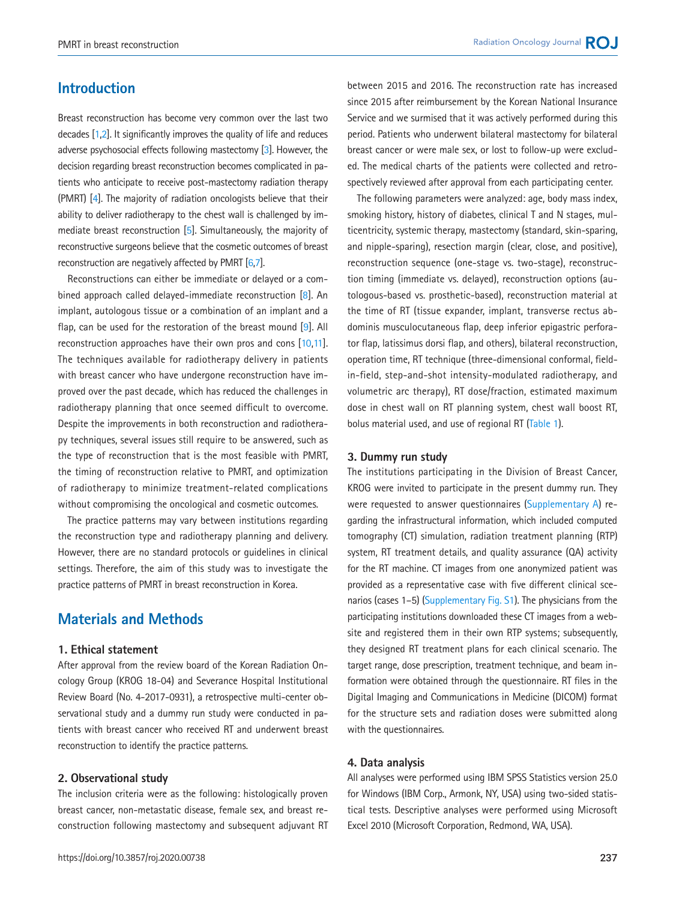## Introduction

Breast reconstruction has become very common over the last two decades [1,2]. It significantly improves the quality of life and reduces adverse psychosocial effects following mastectomy [3]. However, the decision regarding breast reconstruction becomes complicated in patients who anticipate to receive post-mastectomy radiation therapy (PMRT) [4]. The majority of radiation oncologists believe that their ability to deliver radiotherapy to the chest wall is challenged by immediate breast reconstruction [5]. Simultaneously, the majority of reconstructive surgeons believe that the cosmetic outcomes of breast reconstruction are negatively affected by PMRT [6,7].

Reconstructions can either be immediate or delayed or a combined approach called delayed-immediate reconstruction [8]. An implant, autologous tissue or a combination of an implant and a flap, can be used for the restoration of the breast mound [9]. All reconstruction approaches have their own pros and cons [10,11]. The techniques available for radiotherapy delivery in patients with breast cancer who have undergone reconstruction have improved over the past decade, which has reduced the challenges in radiotherapy planning that once seemed difficult to overcome. Despite the improvements in both reconstruction and radiotherapy techniques, several issues still require to be answered, such as the type of reconstruction that is the most feasible with PMRT, the timing of reconstruction relative to PMRT, and optimization of radiotherapy to minimize treatment-related complications without compromising the oncological and cosmetic outcomes.

The practice patterns may vary between institutions regarding the reconstruction type and radiotherapy planning and delivery. However, there are no standard protocols or guidelines in clinical settings. Therefore, the aim of this study was to investigate the practice patterns of PMRT in breast reconstruction in Korea.

## Materials and Methods

### 1. Ethical statement

After approval from the review board of the Korean Radiation Oncology Group (KROG 18-04) and Severance Hospital Institutional Review Board (No. 4-2017-0931), a retrospective multi-center observational study and a dummy run study were conducted in patients with breast cancer who received RT and underwent breast reconstruction to identify the practice patterns.

### 2. Observational study

The inclusion criteria were as the following: histologically proven breast cancer, non-metastatic disease, female sex, and breast reconstruction following mastectomy and subsequent adjuvant RT between 2015 and 2016. The reconstruction rate has increased since 2015 after reimbursement by the Korean National Insurance Service and we surmised that it was actively performed during this period. Patients who underwent bilateral mastectomy for bilateral breast cancer or were male sex, or lost to follow-up were excluded. The medical charts of the patients were collected and retrospectively reviewed after approval from each participating center.

The following parameters were analyzed: age, body mass index, smoking history, history of diabetes, clinical T and N stages, multicentricity, systemic therapy, mastectomy (standard, skin-sparing, and nipple-sparing), resection margin (clear, close, and positive), reconstruction sequence (one-stage vs. two-stage), reconstruction timing (immediate vs. delayed), reconstruction options (autologous-based vs. prosthetic-based), reconstruction material at the time of RT (tissue expander, implant, transverse rectus abdominis musculocutaneous flap, deep inferior epigastric perforator flap, latissimus dorsi flap, and others), bilateral reconstruction, operation time, RT technique (three-dimensional conformal, field-in-field, step-and-shot intensity-modulated radiotherapy, and volumetric arc therapy), RT dose/fraction, estimated maximum dose in chest wall on RT planning system, chest wall boost RT, bolus material used, and use of regional RT (Table 1).

### 3. Dummy run study

The institutions participating in the Division of Breast Cancer, KROG were invited to participate in the present dummy run. They were requested to answer questionnaires (Supplementary A) regarding the infrastructural information, which included computed tomography (CT) simulation, radiation treatment planning (RTP) system, RT treatment details, and quality assurance (QA) activity for the RT machine. CT images from one anonymized patient was provided as a representative case with five different clinical scenarios (cases 1–5) (Supplementary Fig. S1). The physicians from the participating institutions downloaded these CT images from a website and registered them in their own RTP systems; subsequently, they designed RT treatment plans for each clinical scenario. The target range, dose prescription, treatment technique, and beam information were obtained through the questionnaire. RT files in the Digital Imaging and Communications in Medicine (DICOM) format for the structure sets and radiation doses were submitted along with the questionnaires.

### 4. Data analysis

All analyses were performed using IBM SPSS Statistics version 25.0 for Windows (IBM Corp., Armonk, NY, USA) using two-sided statistical tests. Descriptive analyses were performed using Microsoft Excel 2010 (Microsoft Corporation, Redmond, WA, USA).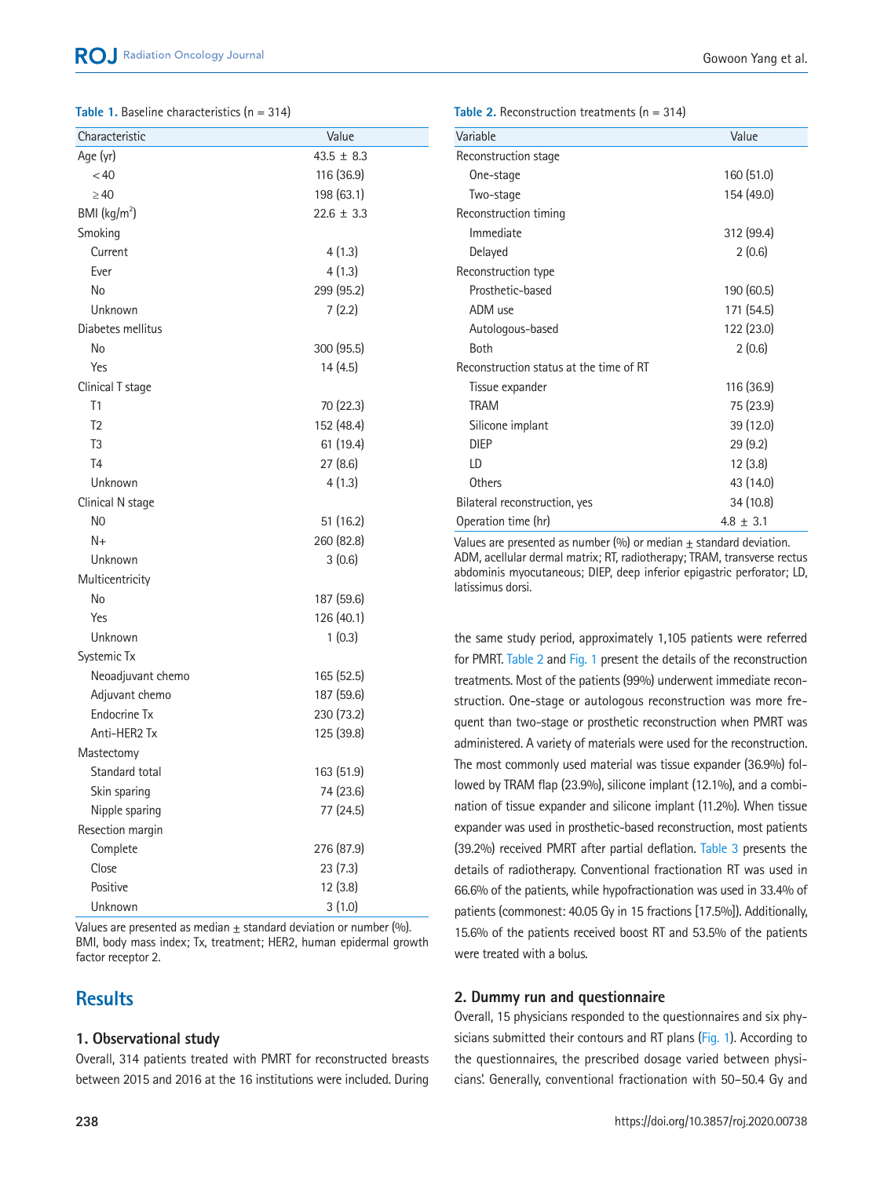**Table 1.** Baseline characteristics (n = 314)

| Characteristic | Value |
|---|---|
| Age (yr) | 43.5 ± 8.3 |
| <40 | 116 (36.9) |
| ≥40 | 198 (63.1) |
| BMI (kg/m$^2$) | 22.6 ± 3.3 |
| Smoking | |
| Current | 4 (1.3) |
| Ever | 4 (1.3) |
| No | 299 (95.2) |
| Unknown | 7 (2.2) |
| Diabetes mellitus | |
| No | 300 (95.5) |
| Yes | 14 (4.5) |
| Clinical T stage | |
| T1 | 70 (22.3) |
| T2 | 152 (48.4) |
| T3 | 61 (19.4) |
| T4 | 27 (8.6) |
| Unknown | 4 (1.3) |
| Clinical N stage | |
| N0 | 51 (16.2) |
| N+ | 260 (82.8) |
| Unknown | 3 (0.6) |
| Multicentricity | |
| No | 187 (59.6) |
| Yes | 126 (40.1) |
| Unknown | 1 (0.3) |
| Systemic Tx | |
| Neoadjuvant chemo | 165 (52.5) |
| Adjuvant chemo | 187 (59.6) |
| Endocrine Tx | 230 (73.2) |
| Anti-HER2 Tx | 125 (39.8) |
| Mastectomy | |
| Standard total | 163 (51.9) |
| Skin sparing | 74 (23.6) |
| Nipple sparing | 77 (24.5) |
| Resection margin | |
| Complete | 276 (87.9) |
| Close | 23 (7.3) |
| Positive | 12 (3.8) |
| Unknown | 3 (1.0) |

Values are presented as median ± standard deviation or number (%).
BMI, body mass index; Tx, treatment; HER2, human epidermal growth factor receptor 2.

## Results

### 1. Observational study

Overall, 314 patients treated with PMRT for reconstructed breasts between 2015 and 2016 at the 16 institutions were included. During the same study period, approximately 1,105 patients were referred for PMRT. Table 2 and Fig. 1 present the details of the reconstruction treatments. Most of the patients (99%) underwent immediate reconstruction. One-stage or autologous reconstruction was more frequent than two-stage or prosthetic reconstruction when PMRT was administered. A variety of materials were used for the reconstruction. The most commonly used material was tissue expander (36.9%) followed by TRAM flap (23.9%), silicone implant (12.1%), and a combination of tissue expander and silicone implant (11.2%). When tissue expander was used in prosthetic-based reconstruction, most patients (39.2%) received PMRT after partial deflation. Table 3 presents the details of radiotherapy. Conventional fractionation RT was used in 66.6% of the patients, while hypofractionation was used in 33.4% of patients (commonest: 40.05 Gy in 15 fractions [17.5%]). Additionally, 15.6% of the patients received boost RT and 53.5% of the patients were treated with a bolus.

**Table 2.** Reconstruction treatments (n = 314)

| Variable | Value |
|---|---|
| Reconstruction stage | |
| One-stage | 160 (51.0) |
| Two-stage | 154 (49.0) |
| Reconstruction timing | |
| Immediate | 312 (99.4) |
| Delayed | 2 (0.6) |
| Reconstruction type | |
| Prosthetic-based | 190 (60.5) |
| ADM use | 171 (54.5) |
| Autologous-based | 122 (23.0) |
| Both | 2 (0.6) |
| Reconstruction status at the time of RT | |
| Tissue expander | 116 (36.9) |
| TRAM | 75 (23.9) |
| Silicone implant | 39 (12.0) |
| DIEP | 29 (9.2) |
| LD | 12 (3.8) |
| Others | 43 (14.0) |
| Bilateral reconstruction, yes | 34 (10.8) |
| Operation time (hr) | 4.8 ± 3.1 |

Values are presented as number (%) or median ± standard deviation.
ADM, acellular dermal matrix; RT, radiotherapy; TRAM, transverse rectus abdominis myocutaneous; DIEP, deep inferior epigastric perforator; LD, latissimus dorsi.

### 2. Dummy run and questionnaire

Overall, 15 physicians responded to the questionnaires and six physicians submitted their contours and RT plans (Fig. 1). According to the questionnaires, the prescribed dosage varied between physicians'. Generally, conventional fractionation with 50–50.4 Gy and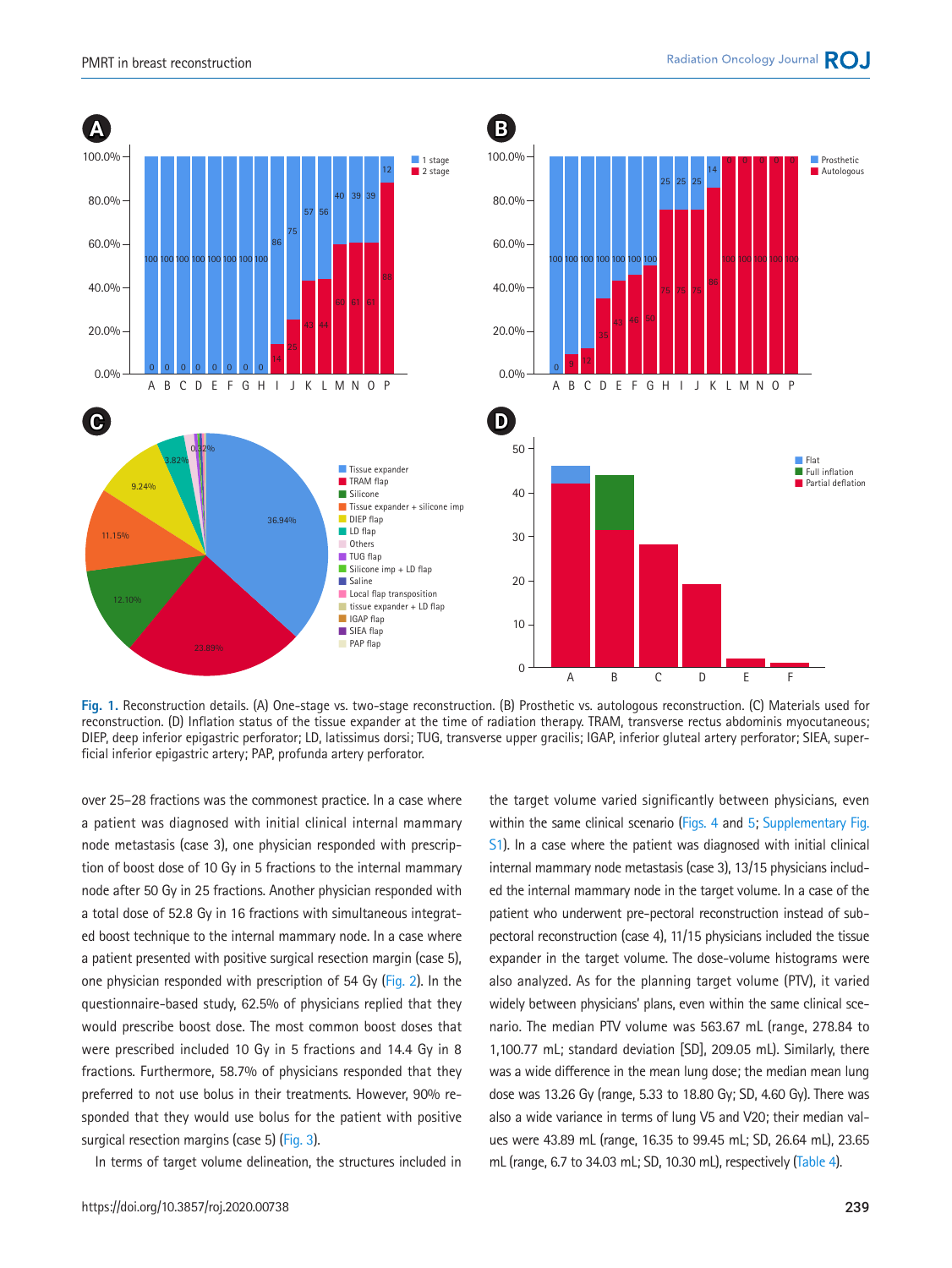A

100.0%
80.0%
60.0%
40.0%
20.0%
0.0%

1 stage
2 stage

A B C D E F G H I J K L M N O P

100 100 100 100 100 100 100 100 86 75 57 56 40 39 39 12
0 0 0 0 0 0 0 0 14 25 43 44 60 61 61 88

B

100.0%
80.0%
60.0%
40.0%
20.0%
0.0%

Prosthetic
Autologous

A B C D E F G H I J K L M N O P

100 100 100 100 100 100 100 25 25 25 14 0 0 0 0 0
0 9 12 35 43 46 50 75 75 75 86 100 100 100 100 100

C

Tissue expander
TRAM flap
Silicone
Tissue expander + silicone imp
DIEP flap
LD flap
Others
TUG flap
Silicone imp + LD flap
Saline
Local flap transposition
tissue expander + LD flap
IGAP flap
SIEA flap
PAP flap

36.94%
23.89%
12.10%
11.15%
9.24%
3.82%
0.32%

D

Flat
Full inflation
Partial deflation

50
40
30
20
10
0

A B C D E F

**Fig. 1.** Reconstruction details. (A) One-stage vs. two-stage reconstruction. (B) Prosthetic vs. autologous reconstruction. (C) Materials used for reconstruction. (D) Inflation status of the tissue expander at the time of radiation therapy. TRAM, transverse rectus abdominis myocutaneous; DIEP, deep inferior epigastric perforator; LD, latissimus dorsi; TUG, transverse upper gracilis; IGAP, inferior gluteal artery perforator; SIEA, superficial inferior epigastric artery; PAP, profunda artery perforator.

over 25–28 fractions was the commonest practice. In a case where a patient was diagnosed with initial clinical internal mammary node metastasis (case 3), one physician responded with prescription of boost dose of 10 Gy in 5 fractions to the internal mammary node after 50 Gy in 25 fractions. Another physician responded with a total dose of 52.8 Gy in 16 fractions with simultaneous integrated boost technique to the internal mammary node. In a case where a patient presented with positive surgical resection margin (case 5), one physician responded with prescription of 54 Gy (Fig. 2). In the questionnaire-based study, 62.5% of physicians replied that they would prescribe boost dose. The most common boost doses that were prescribed included 10 Gy in 5 fractions and 14.4 Gy in 8 fractions. Furthermore, 58.7% of physicians responded that they preferred to not use bolus in their treatments. However, 90% responded that they would use bolus for the patient with positive surgical resection margins (case 5) (Fig. 3).

In terms of target volume delineation, the structures included in the target volume varied significantly between physicians, even within the same clinical scenario (Figs. 4 and 5; Supplementary Fig. S1). In a case where the patient was diagnosed with initial clinical internal mammary node metastasis (case 3), 13/15 physicians included the internal mammary node in the target volume. In a case of the patient who underwent pre-pectoral reconstruction instead of subpectoral reconstruction (case 4), 11/15 physicians included the tissue expander in the target volume. The dose-volume histograms were also analyzed. As for the planning target volume (PTV), it varied widely between physicians' plans, even within the same clinical scenario. The median PTV volume was 563.67 mL (range, 278.84 to 1,100.77 mL; standard deviation [SD], 209.05 mL). Similarly, there was a wide difference in the mean lung dose; the median mean lung dose was 13.26 Gy (range, 5.33 to 18.80 Gy; SD, 4.60 Gy). There was also a wide variance in terms of lung V5 and V20; their median values were 43.89 mL (range, 16.35 to 99.45 mL; SD, 26.64 mL), 23.65 mL (range, 6.7 to 34.03 mL; SD, 10.30 mL), respectively (Table 4).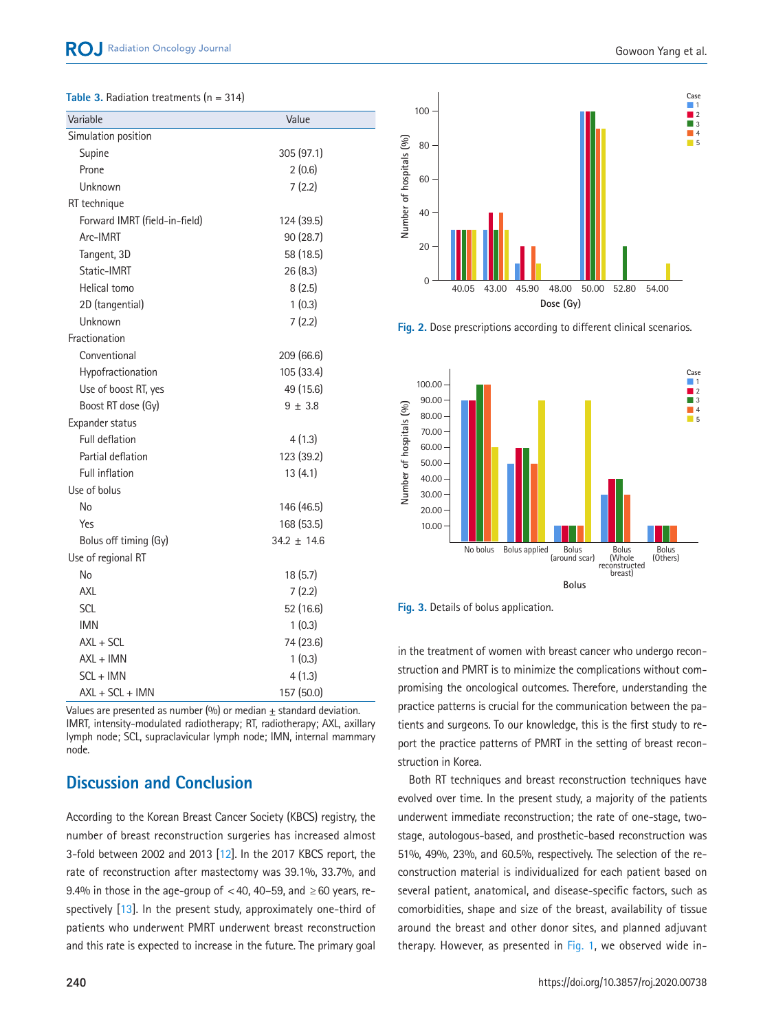**Table 3.** Radiation treatments (n = 314)

| Variable | Value |
|---|---|
| Simulation position | |
| Supine | 305 (97.1) |
| Prone | 2 (0.6) |
| Unknown | 7 (2.2) |
| RT technique | |
| Forward IMRT (field-in-field) | 124 (39.5) |
| Arc-IMRT | 90 (28.7) |
| Tangent, 3D | 58 (18.5) |
| Static-IMRT | 26 (8.3) |
| Helical tomo | 8 (2.5) |
| 2D (tangential) | 1 (0.3) |
| Unknown | 7 (2.2) |
| Fractionation | |
| Conventional | 209 (66.6) |
| Hypofractionation | 105 (33.4) |
| Use of boost RT, yes | 49 (15.6) |
| Boost RT dose (Gy) | 9 ± 3.8 |
| Expander status | |
| Full deflation | 4 (1.3) |
| Partial deflation | 123 (39.2) |
| Full inflation | 13 (4.1) |
| Use of bolus | |
| No | 146 (46.5) |
| Yes | 168 (53.5) |
| Bolus off timing (Gy) | 34.2 ± 14.6 |
| Use of regional RT | |
| No | 18 (5.7) |
| AXL | 7 (2.2) |
| SCL | 52 (16.6) |
| IMN | 1 (0.3) |
| AXL + SCL | 74 (23.6) |
| AXL + IMN | 1 (0.3) |
| SCL + IMN | 4 (1.3) |
| AXL + SCL + IMN | 157 (50.0) |

Values are presented as number (%) or median ± standard deviation.
IMRT, intensity-modulated radiotherapy; RT, radiotherapy; AXL, axillary lymph node; SCL, supraclavicular lymph node; IMN, internal mammary node.

Case
1
2
3
4
5
Number of hospitals (%)
0
20
40
60
80
100
40.05
43.00
45.90
48.00
50.00
52.80
54.00
Dose (Gy)

**Fig. 2.** Dose prescriptions according to different clinical scenarios.

Case
1
2
3
4
5
Number of hospitals (%)
10.00
20.00
30.00
40.00
50.00
60.00
70.00
80.00
90.00
100.00
No bolus
Bolus applied
Bolus (around scar)
Bolus (Whole reconstructed breast)
Bolus (Others)
Bolus

**Fig. 3.** Details of bolus application.

## Discussion and Conclusion

According to the Korean Breast Cancer Society (KBCS) registry, the number of breast reconstruction surgeries has increased almost 3-fold between 2002 and 2013 [12]. In the 2017 KBCS report, the rate of reconstruction after mastectomy was 39.1%, 33.7%, and 9.4% in those in the age-group of < 40, 40–59, and ≥ 60 years, respectively [13]. In the present study, approximately one-third of patients who underwent PMRT underwent breast reconstruction and this rate is expected to increase in the future. The primary goal in the treatment of women with breast cancer who undergo reconstruction and PMRT is to minimize the complications without compromising the oncological outcomes. Therefore, understanding the practice patterns is crucial for the communication between the patients and surgeons. To our knowledge, this is the first study to report the practice patterns of PMRT in the setting of breast reconstruction in Korea.

Both RT techniques and breast reconstruction techniques have evolved over time. In the present study, a majority of the patients underwent immediate reconstruction; the rate of one-stage, two-stage, autologous-based, and prosthetic-based reconstruction was 51%, 49%, 23%, and 60.5%, respectively. The selection of the reconstruction material is individualized for each patient based on several patient, anatomical, and disease-specific factors, such as comorbidities, shape and size of the breast, availability of tissue around the breast and other donor sites, and planned adjuvant therapy. However, as presented in Fig. 1, we observed wide in-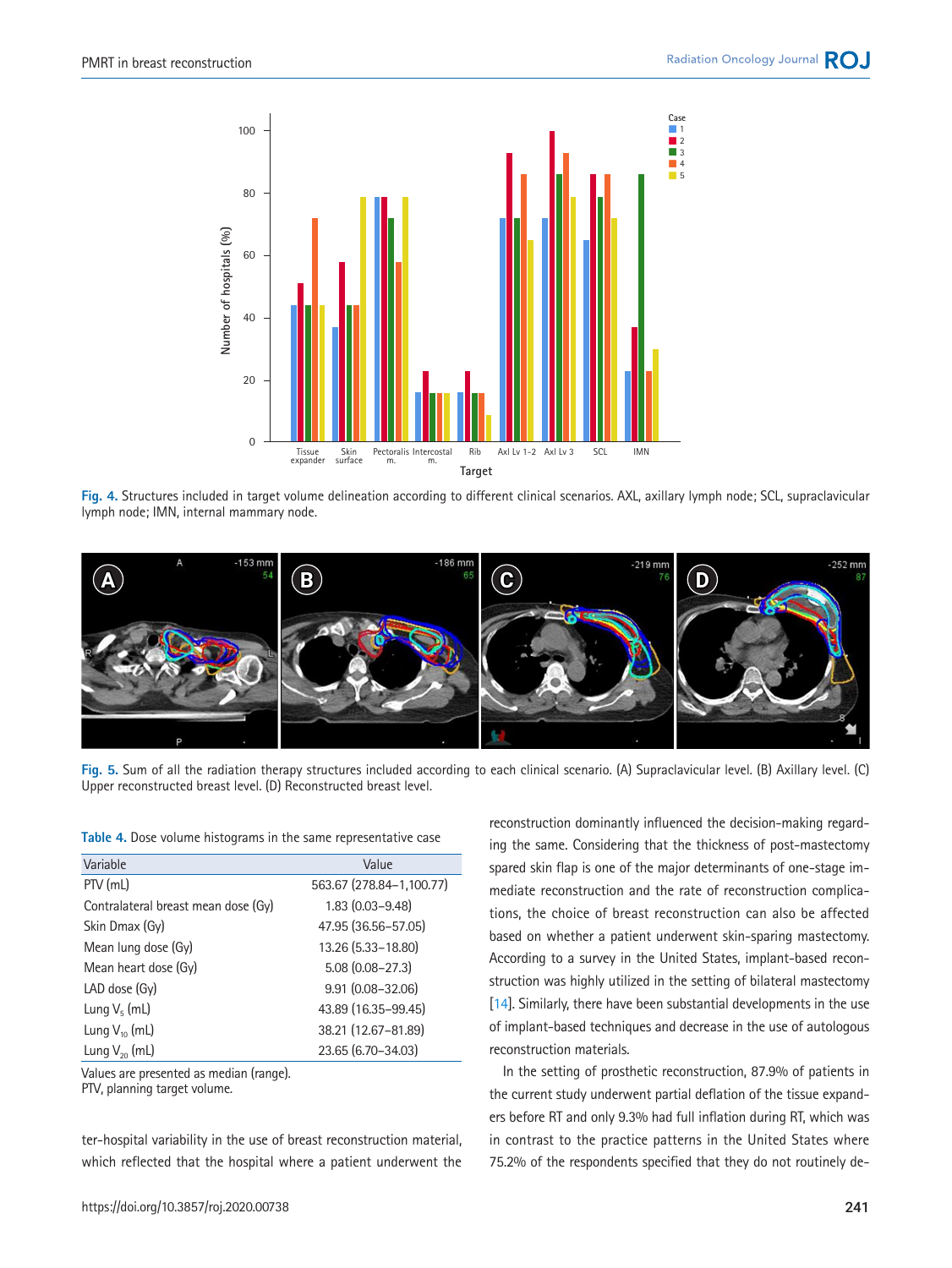Case
1
2
3
4
5

Number of hospitals (%)

100
80
60
40
20
0

Tissue expander
Skin surface
Pectoralis m.
Intercostal m.
Rib
Axl Lv 1–2
Axl Lv 3
SCL
IMN

Target

**Fig. 4.** Structures included in target volume delineation according to different clinical scenarios. AXL, axillary lymph node; SCL, supraclavicular lymph node; IMN, internal mammary node.

A -153 mm 54
B -186 mm 65
C -219 mm 76
D -252 mm 87

**Fig. 5.** Sum of all the radiation therapy structures included according to each clinical scenario. (A) Supraclavicular level. (B) Axillary level. (C) Upper reconstructed breast level. (D) Reconstructed breast level.

**Table 4.** Dose volume histograms in the same representative case

| Variable | Value |
|---|---|
| PTV (mL) | 563.67 (278.84–1,100.77) |
| Contralateral breast mean dose (Gy) | 1.83 (0.03–9.48) |
| Skin Dmax (Gy) | 47.95 (36.56–57.05) |
| Mean lung dose (Gy) | 13.26 (5.33–18.80) |
| Mean heart dose (Gy) | 5.08 (0.08–27.3) |
| LAD dose (Gy) | 9.91 (0.08–32.06) |
| Lung $V_5$ (mL) | 43.89 (16.35–99.45) |
| Lung $V_{10}$ (mL) | 38.21 (12.67–81.89) |
| Lung $V_{20}$ (mL) | 23.65 (6.70–34.03) |

Values are presented as median (range).
PTV, planning target volume.

ter-hospital variability in the use of breast reconstruction material, which reflected that the hospital where a patient underwent the reconstruction dominantly influenced the decision-making regarding the same. Considering that the thickness of post-mastectomy spared skin flap is one of the major determinants of one-stage immediate reconstruction and the rate of reconstruction complications, the choice of breast reconstruction can also be affected based on whether a patient underwent skin-sparing mastectomy. According to a survey in the United States, implant-based reconstruction was highly utilized in the setting of bilateral mastectomy [14]. Similarly, there have been substantial developments in the use of implant-based techniques and decrease in the use of autologous reconstruction materials.

In the setting of prosthetic reconstruction, 87.9% of patients in the current study underwent partial deflation of the tissue expanders before RT and only 9.3% had full inflation during RT, which was in contrast to the practice patterns in the United States where 75.2% of the respondents specified that they do not routinely de-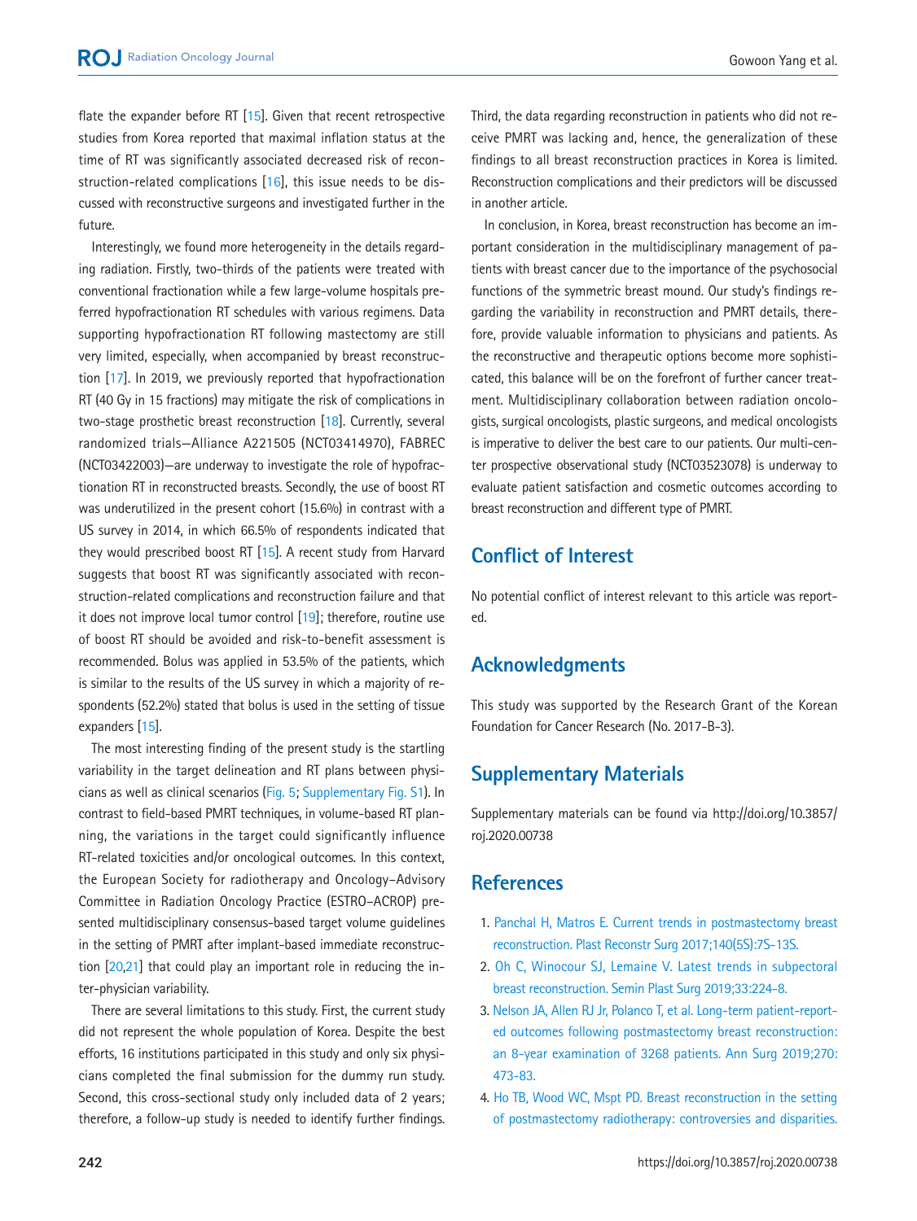flate the expander before RT [15]. Given that recent retrospective studies from Korea reported that maximal inflation status at the time of RT was significantly associated decreased risk of reconstruction-related complications [16], this issue needs to be discussed with reconstructive surgeons and investigated further in the future.

Interestingly, we found more heterogeneity in the details regarding radiation. Firstly, two-thirds of the patients were treated with conventional fractionation while a few large-volume hospitals preferred hypofractionation RT schedules with various regimens. Data supporting hypofractionation RT following mastectomy are still very limited, especially, when accompanied by breast reconstruction [17]. In 2019, we previously reported that hypofractionation RT (40 Gy in 15 fractions) may mitigate the risk of complications in two-stage prosthetic breast reconstruction [18]. Currently, several randomized trials—Alliance A221505 (NCT03414970), FABREC (NCT03422003)—are underway to investigate the role of hypofractionation RT in reconstructed breasts. Secondly, the use of boost RT was underutilized in the present cohort (15.6%) in contrast with a US survey in 2014, in which 66.5% of respondents indicated that they would prescribed boost RT [15]. A recent study from Harvard suggests that boost RT was significantly associated with reconstruction-related complications and reconstruction failure and that it does not improve local tumor control [19]; therefore, routine use of boost RT should be avoided and risk-to-benefit assessment is recommended. Bolus was applied in 53.5% of the patients, which is similar to the results of the US survey in which a majority of respondents (52.2%) stated that bolus is used in the setting of tissue expanders [15].

The most interesting finding of the present study is the startling variability in the target delineation and RT plans between physicians as well as clinical scenarios (Fig. 5; Supplementary Fig. S1). In contrast to field-based PMRT techniques, in volume-based RT planning, the variations in the target could significantly influence RT-related toxicities and/or oncological outcomes. In this context, the European Society for radiotherapy and Oncology–Advisory Committee in Radiation Oncology Practice (ESTRO–ACROP) presented multidisciplinary consensus-based target volume guidelines in the setting of PMRT after implant-based immediate reconstruction [20,21] that could play an important role in reducing the inter-physician variability.

There are several limitations to this study. First, the current study did not represent the whole population of Korea. Despite the best efforts, 16 institutions participated in this study and only six physicians completed the final submission for the dummy run study. Second, this cross-sectional study only included data of 2 years; therefore, a follow-up study is needed to identify further findings. Third, the data regarding reconstruction in patients who did not receive PMRT was lacking and, hence, the generalization of these findings to all breast reconstruction practices in Korea is limited. Reconstruction complications and their predictors will be discussed in another article.

In conclusion, in Korea, breast reconstruction has become an important consideration in the multidisciplinary management of patients with breast cancer due to the importance of the psychosocial functions of the symmetric breast mound. Our study's findings regarding the variability in reconstruction and PMRT details, therefore, provide valuable information to physicians and patients. As the reconstructive and therapeutic options become more sophisticated, this balance will be on the forefront of further cancer treatment. Multidisciplinary collaboration between radiation oncologists, surgical oncologists, plastic surgeons, and medical oncologists is imperative to deliver the best care to our patients. Our multi-center prospective observational study (NCT03523078) is underway to evaluate patient satisfaction and cosmetic outcomes according to breast reconstruction and different type of PMRT.

## Conflict of Interest

No potential conflict of interest relevant to this article was reported.

## Acknowledgments

This study was supported by the Research Grant of the Korean Foundation for Cancer Research (No. 2017-B-3).

## Supplementary Materials

Supplementary materials can be found via http://doi.org/10.3857/roj.2020.00738

## References

1. Panchal H, Matros E. Current trends in postmastectomy breast reconstruction. Plast Reconstr Surg 2017;140(5S):7S-13S.
2. Oh C, Winocour SJ, Lemaine V. Latest trends in subpectoral breast reconstruction. Semin Plast Surg 2019;33:224-8.
3. Nelson JA, Allen RJ Jr, Polanco T, et al. Long-term patient-reported outcomes following postmastectomy breast reconstruction: an 8-year examination of 3268 patients. Ann Surg 2019;270:473-83.
4. Ho TB, Wood WC, Mspt PD. Breast reconstruction in the setting of postmastectomy radiotherapy: controversies and disparities.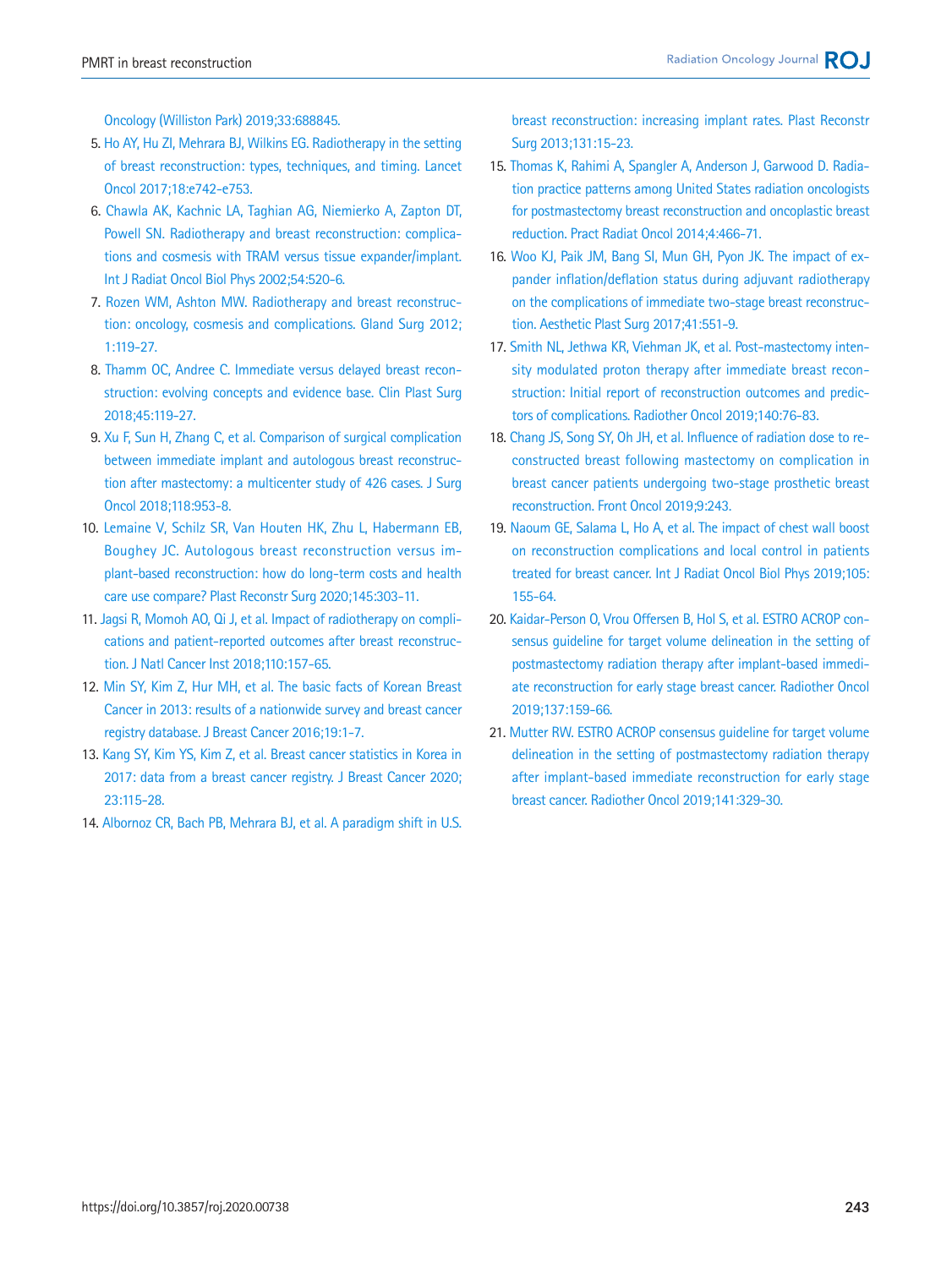Oncology (Williston Park) 2019;33:688845.

5. Ho AY, Hu ZI, Mehrara BJ, Wilkins EG. Radiotherapy in the setting of breast reconstruction: types, techniques, and timing. Lancet Oncol 2017;18:e742-e753.
6. Chawla AK, Kachnic LA, Taghian AG, Niemierko A, Zapton DT, Powell SN. Radiotherapy and breast reconstruction: complications and cosmesis with TRAM versus tissue expander/implant. Int J Radiat Oncol Biol Phys 2002;54:520-6.
7. Rozen WM, Ashton MW. Radiotherapy and breast reconstruction: oncology, cosmesis and complications. Gland Surg 2012; 1:119-27.
8. Thamm OC, Andree C. Immediate versus delayed breast reconstruction: evolving concepts and evidence base. Clin Plast Surg 2018;45:119-27.
9. Xu F, Sun H, Zhang C, et al. Comparison of surgical complication between immediate implant and autologous breast reconstruction after mastectomy: a multicenter study of 426 cases. J Surg Oncol 2018;118:953-8.
10. Lemaine V, Schilz SR, Van Houten HK, Zhu L, Habermann EB, Boughey JC. Autologous breast reconstruction versus implant-based reconstruction: how do long-term costs and health care use compare? Plast Reconstr Surg 2020;145:303-11.
11. Jagsi R, Momoh AO, Qi J, et al. Impact of radiotherapy on complications and patient-reported outcomes after breast reconstruction. J Natl Cancer Inst 2018;110:157-65.
12. Min SY, Kim Z, Hur MH, et al. The basic facts of Korean Breast Cancer in 2013: results of a nationwide survey and breast cancer registry database. J Breast Cancer 2016;19:1-7.
13. Kang SY, Kim YS, Kim Z, et al. Breast cancer statistics in Korea in 2017: data from a breast cancer registry. J Breast Cancer 2020; 23:115-28.
14. Albornoz CR, Bach PB, Mehrara BJ, et al. A paradigm shift in U.S. breast reconstruction: increasing implant rates. Plast Reconstr Surg 2013;131:15-23.
15. Thomas K, Rahimi A, Spangler A, Anderson J, Garwood D. Radiation practice patterns among United States radiation oncologists for postmastectomy breast reconstruction and oncoplastic breast reduction. Pract Radiat Oncol 2014;4:466-71.
16. Woo KJ, Paik JM, Bang SI, Mun GH, Pyon JK. The impact of expander inflation/deflation status during adjuvant radiotherapy on the complications of immediate two-stage breast reconstruction. Aesthetic Plast Surg 2017;41:551-9.
17. Smith NL, Jethwa KR, Viehman JK, et al. Post-mastectomy intensity modulated proton therapy after immediate breast reconstruction: Initial report of reconstruction outcomes and predictors of complications. Radiother Oncol 2019;140:76-83.
18. Chang JS, Song SY, Oh JH, et al. Influence of radiation dose to reconstructed breast following mastectomy on complication in breast cancer patients undergoing two-stage prosthetic breast reconstruction. Front Oncol 2019;9:243.
19. Naoum GE, Salama L, Ho A, et al. The impact of chest wall boost on reconstruction complications and local control in patients treated for breast cancer. Int J Radiat Oncol Biol Phys 2019;105: 155-64.
20. Kaidar-Person O, Vrou Offersen B, Hol S, et al. ESTRO ACROP consensus guideline for target volume delineation in the setting of postmastectomy radiation therapy after implant-based immediate reconstruction for early stage breast cancer. Radiother Oncol 2019;137:159-66.
21. Mutter RW. ESTRO ACROP consensus guideline for target volume delineation in the setting of postmastectomy radiation therapy after implant-based immediate reconstruction for early stage breast cancer. Radiother Oncol 2019;141:329-30.